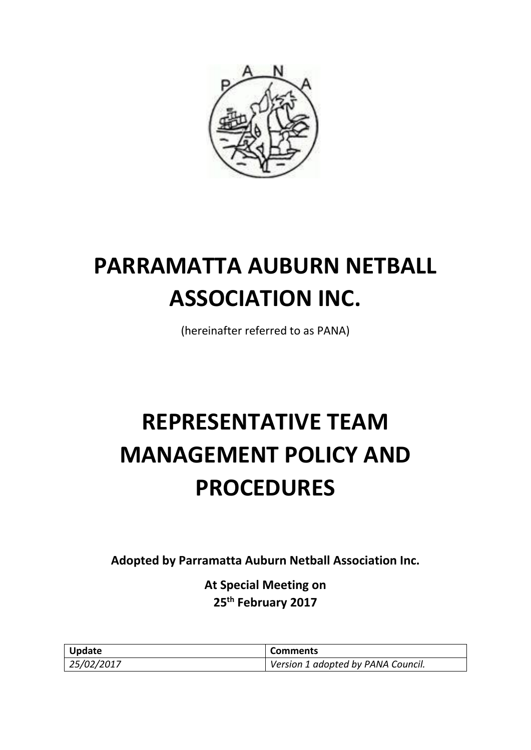# PARRAMATTA AUBURN NETBALL ASSOCIATION INC.

(hereinafter referred to as PANA)

# REPRESENTATIVE TEAM MANAGEMENT POLICY AND PROCEDURES

**Adopted by Parramatta Auburn Netball Association Inc.**

**At Special Meeting on**
**25th February 2017**

| Update | Comments |
| --- | --- |
| *25/02/2017* | *Version 1 adopted by PANA Council.* |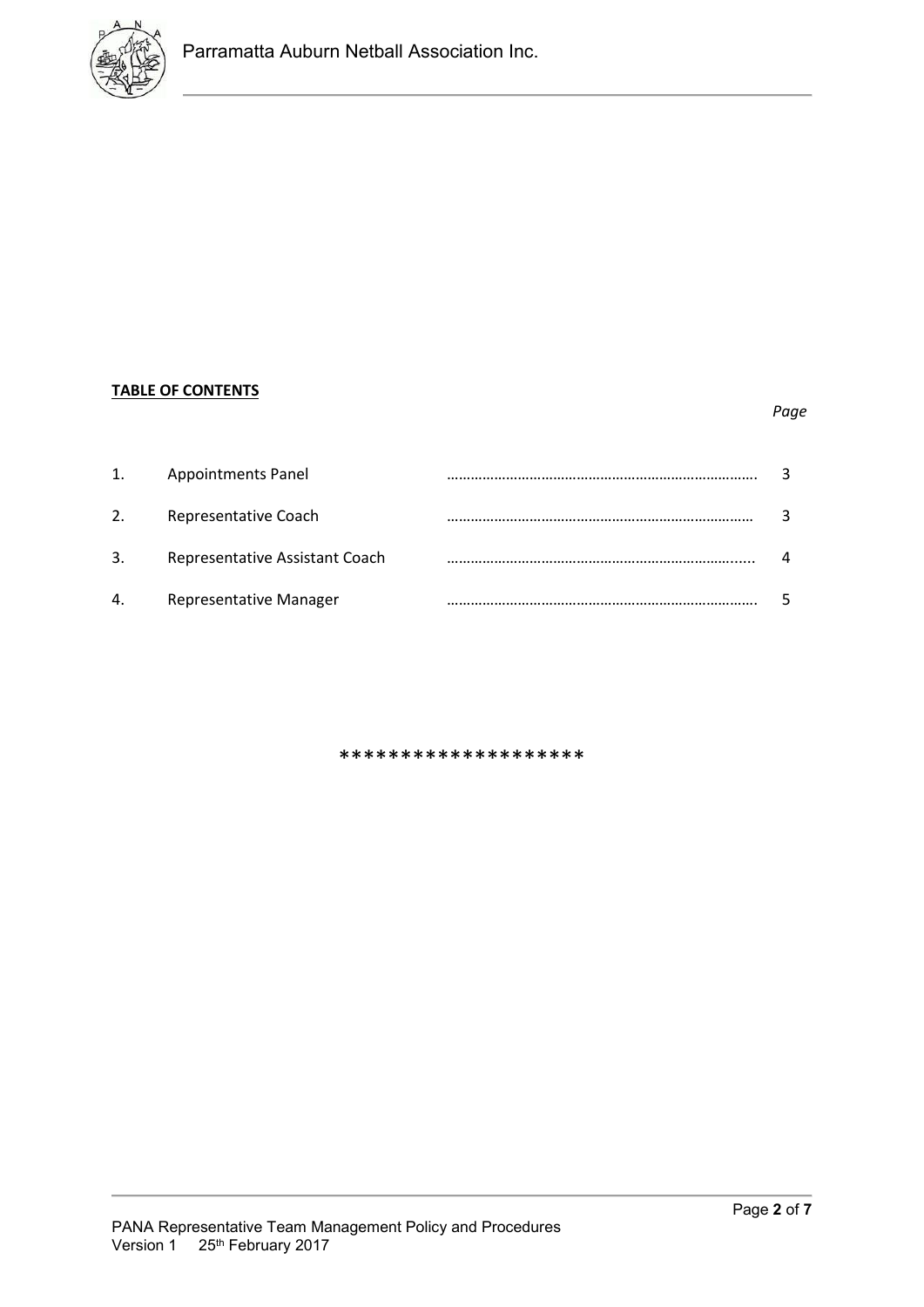**TABLE OF CONTENTS**

| | | *Page* |
|---|---|---|
| 1. | Appointments Panel | 3 |
| 2. | Representative Coach | 3 |
| 3. | Representative Assistant Coach | 4 |
| 4. | Representative Manager | 5 |

*******************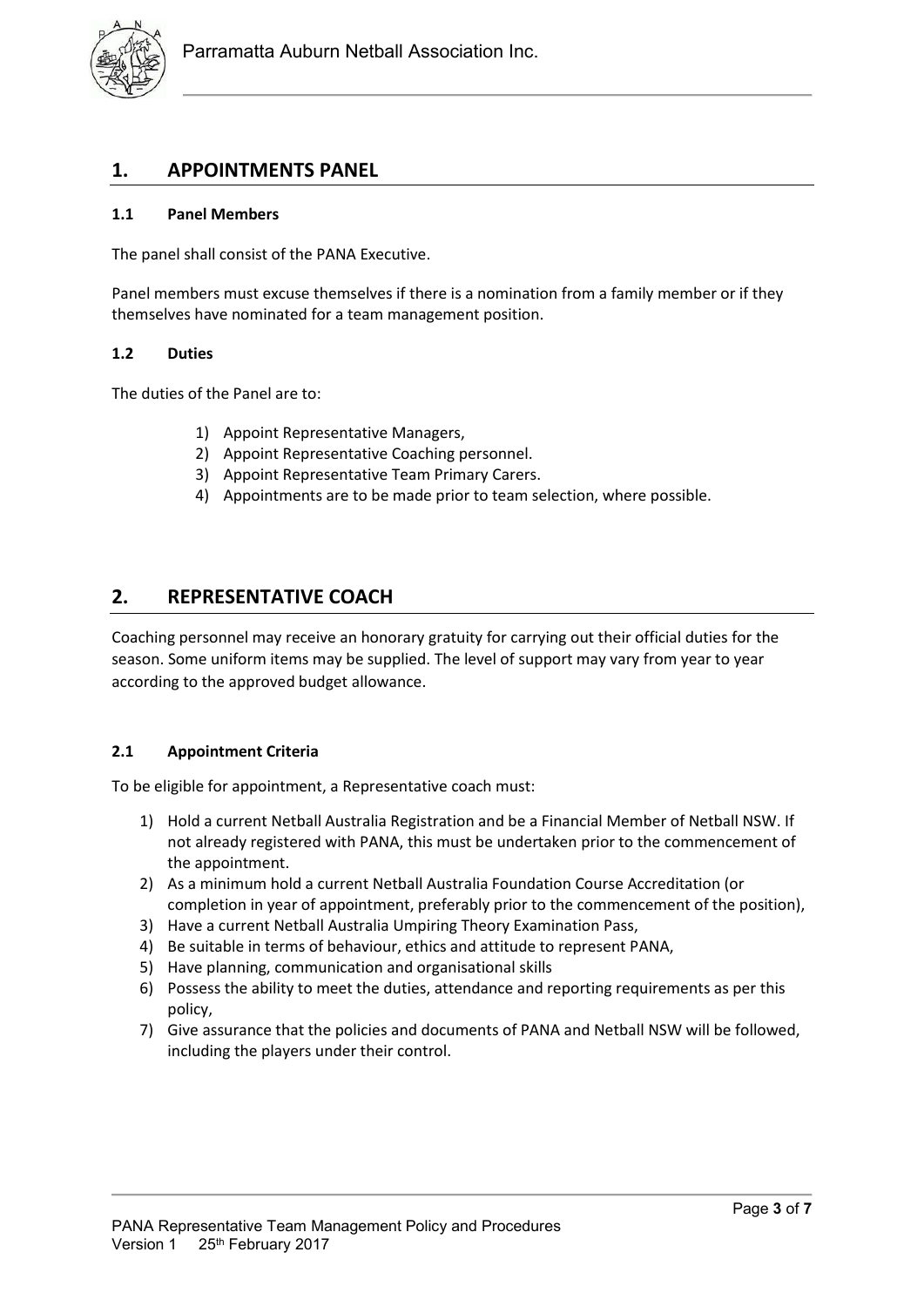# 1. APPOINTMENTS PANEL

### 1.1 Panel Members

The panel shall consist of the PANA Executive.

Panel members must excuse themselves if there is a nomination from a family member or if they themselves have nominated for a team management position.

### 1.2 Duties

The duties of the Panel are to:

1) Appoint Representative Managers,
2) Appoint Representative Coaching personnel.
3) Appoint Representative Team Primary Carers.
4) Appointments are to be made prior to team selection, where possible.

# 2. REPRESENTATIVE COACH

Coaching personnel may receive an honorary gratuity for carrying out their official duties for the season. Some uniform items may be supplied. The level of support may vary from year to year according to the approved budget allowance.

### 2.1 Appointment Criteria

To be eligible for appointment, a Representative coach must:

1) Hold a current Netball Australia Registration and be a Financial Member of Netball NSW. If not already registered with PANA, this must be undertaken prior to the commencement of the appointment.
2) As a minimum hold a current Netball Australia Foundation Course Accreditation (or completion in year of appointment, preferably prior to the commencement of the position),
3) Have a current Netball Australia Umpiring Theory Examination Pass,
4) Be suitable in terms of behaviour, ethics and attitude to represent PANA,
5) Have planning, communication and organisational skills
6) Possess the ability to meet the duties, attendance and reporting requirements as per this policy,
7) Give assurance that the policies and documents of PANA and Netball NSW will be followed, including the players under their control.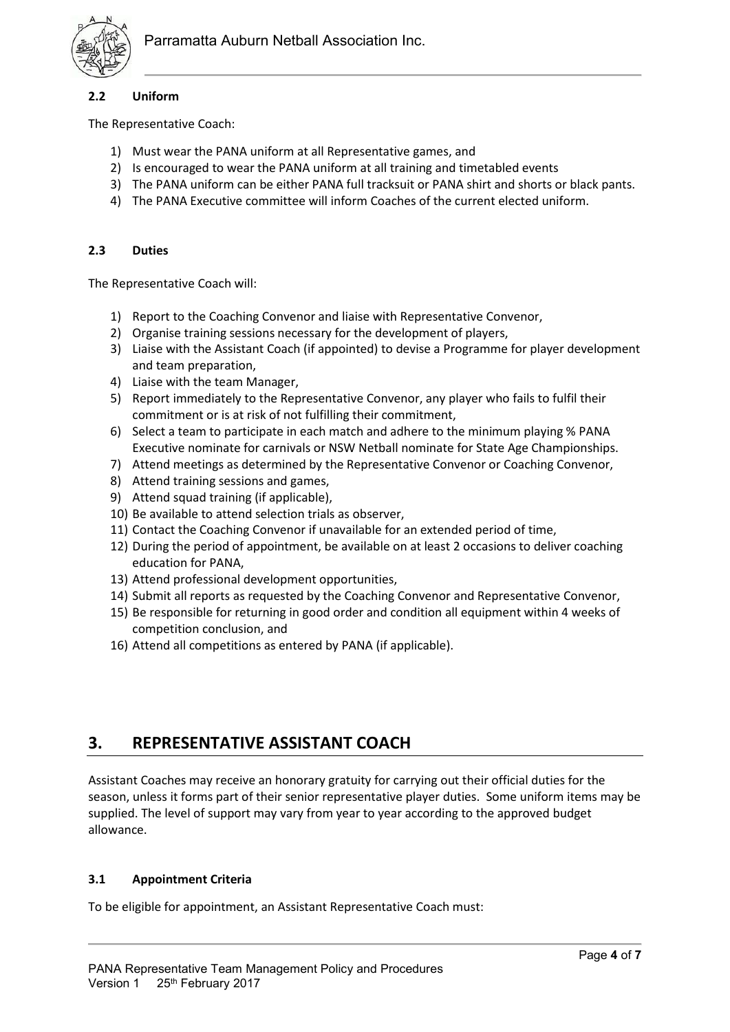### 2.2 Uniform

The Representative Coach:

1) Must wear the PANA uniform at all Representative games, and
2) Is encouraged to wear the PANA uniform at all training and timetabled events
3) The PANA uniform can be either PANA full tracksuit or PANA shirt and shorts or black pants.
4) The PANA Executive committee will inform Coaches of the current elected uniform.

### 2.3 Duties

The Representative Coach will:

1) Report to the Coaching Convenor and liaise with Representative Convenor,
2) Organise training sessions necessary for the development of players,
3) Liaise with the Assistant Coach (if appointed) to devise a Programme for player development and team preparation,
4) Liaise with the team Manager,
5) Report immediately to the Representative Convenor, any player who fails to fulfil their commitment or is at risk of not fulfilling their commitment,
6) Select a team to participate in each match and adhere to the minimum playing % PANA Executive nominate for carnivals or NSW Netball nominate for State Age Championships.
7) Attend meetings as determined by the Representative Convenor or Coaching Convenor,
8) Attend training sessions and games,
9) Attend squad training (if applicable),
10) Be available to attend selection trials as observer,
11) Contact the Coaching Convenor if unavailable for an extended period of time,
12) During the period of appointment, be available on at least 2 occasions to deliver coaching education for PANA,
13) Attend professional development opportunities,
14) Submit all reports as requested by the Coaching Convenor and Representative Convenor,
15) Be responsible for returning in good order and condition all equipment within 4 weeks of competition conclusion, and
16) Attend all competitions as entered by PANA (if applicable).

## 3. REPRESENTATIVE ASSISTANT COACH

Assistant Coaches may receive an honorary gratuity for carrying out their official duties for the season, unless it forms part of their senior representative player duties. Some uniform items may be supplied. The level of support may vary from year to year according to the approved budget allowance.

### 3.1 Appointment Criteria

To be eligible for appointment, an Assistant Representative Coach must: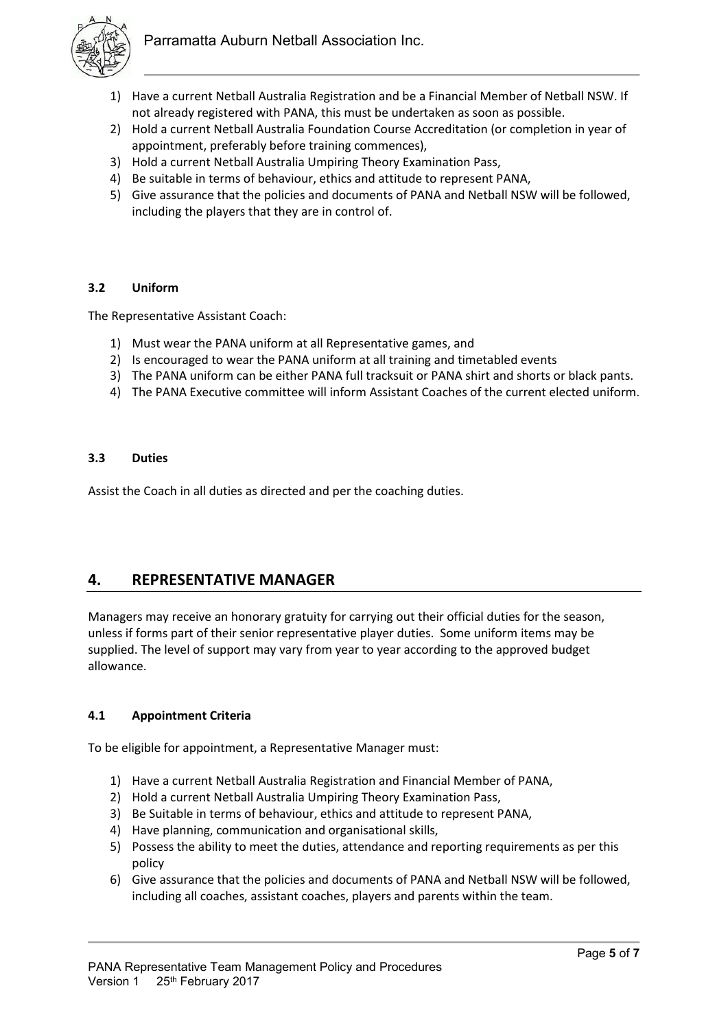1) Have a current Netball Australia Registration and be a Financial Member of Netball NSW. If not already registered with PANA, this must be undertaken as soon as possible.
2) Hold a current Netball Australia Foundation Course Accreditation (or completion in year of appointment, preferably before training commences),
3) Hold a current Netball Australia Umpiring Theory Examination Pass,
4) Be suitable in terms of behaviour, ethics and attitude to represent PANA,
5) Give assurance that the policies and documents of PANA and Netball NSW will be followed, including the players that they are in control of.

### 3.2 Uniform

The Representative Assistant Coach:

1) Must wear the PANA uniform at all Representative games, and
2) Is encouraged to wear the PANA uniform at all training and timetabled events
3) The PANA uniform can be either PANA full tracksuit or PANA shirt and shorts or black pants.
4) The PANA Executive committee will inform Assistant Coaches of the current elected uniform.

### 3.3 Duties

Assist the Coach in all duties as directed and per the coaching duties.

## 4. REPRESENTATIVE MANAGER

Managers may receive an honorary gratuity for carrying out their official duties for the season, unless if forms part of their senior representative player duties. Some uniform items may be supplied. The level of support may vary from year to year according to the approved budget allowance.

### 4.1 Appointment Criteria

To be eligible for appointment, a Representative Manager must:

1) Have a current Netball Australia Registration and Financial Member of PANA,
2) Hold a current Netball Australia Umpiring Theory Examination Pass,
3) Be Suitable in terms of behaviour, ethics and attitude to represent PANA,
4) Have planning, communication and organisational skills,
5) Possess the ability to meet the duties, attendance and reporting requirements as per this policy
6) Give assurance that the policies and documents of PANA and Netball NSW will be followed, including all coaches, assistant coaches, players and parents within the team.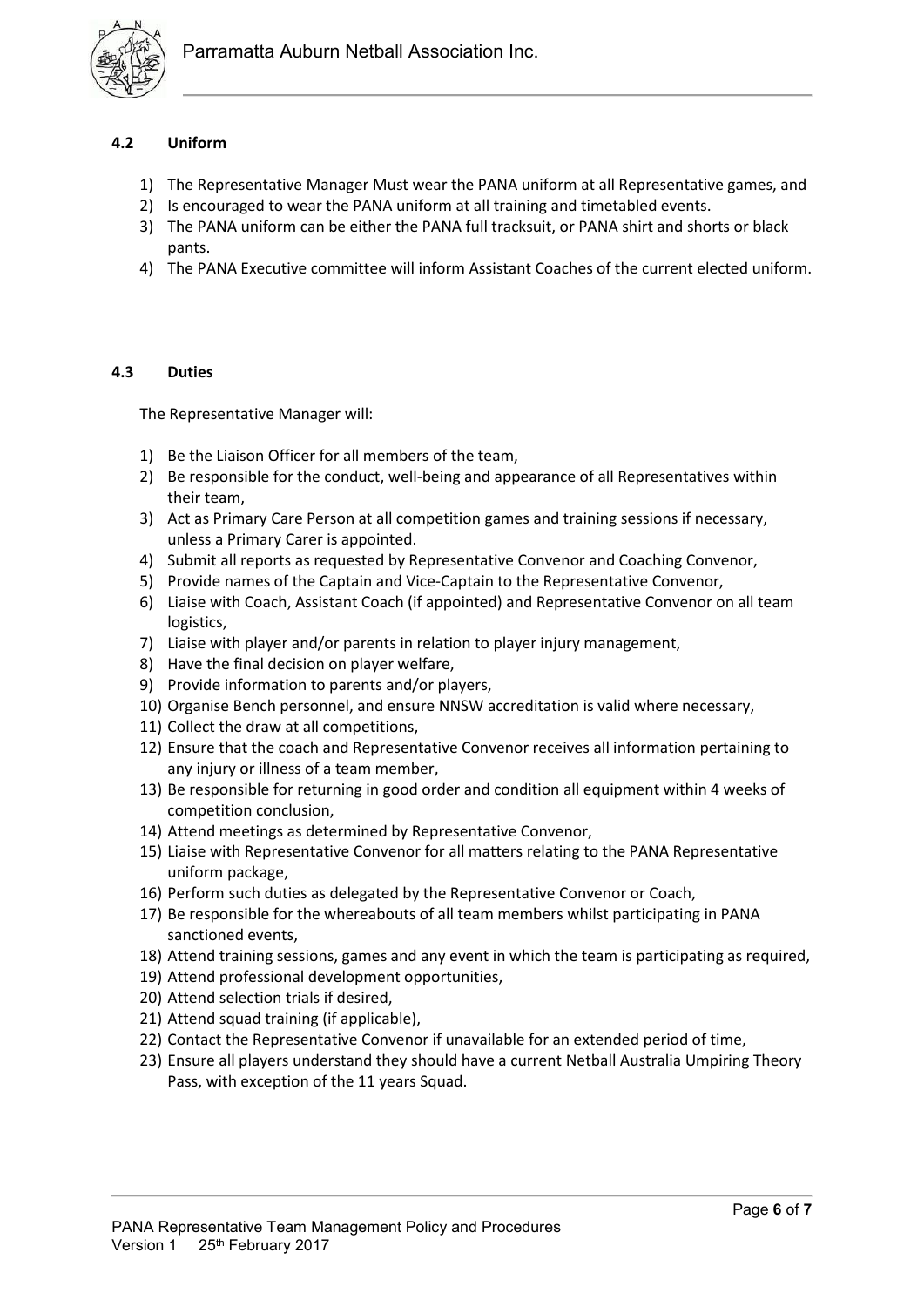### 4.2 Uniform

1) The Representative Manager Must wear the PANA uniform at all Representative games, and
2) Is encouraged to wear the PANA uniform at all training and timetabled events.
3) The PANA uniform can be either the PANA full tracksuit, or PANA shirt and shorts or black pants.
4) The PANA Executive committee will inform Assistant Coaches of the current elected uniform.

### 4.3 Duties

The Representative Manager will:

1) Be the Liaison Officer for all members of the team,
2) Be responsible for the conduct, well-being and appearance of all Representatives within their team,
3) Act as Primary Care Person at all competition games and training sessions if necessary, unless a Primary Carer is appointed.
4) Submit all reports as requested by Representative Convenor and Coaching Convenor,
5) Provide names of the Captain and Vice-Captain to the Representative Convenor,
6) Liaise with Coach, Assistant Coach (if appointed) and Representative Convenor on all team logistics,
7) Liaise with player and/or parents in relation to player injury management,
8) Have the final decision on player welfare,
9) Provide information to parents and/or players,
10) Organise Bench personnel, and ensure NNSW accreditation is valid where necessary,
11) Collect the draw at all competitions,
12) Ensure that the coach and Representative Convenor receives all information pertaining to any injury or illness of a team member,
13) Be responsible for returning in good order and condition all equipment within 4 weeks of competition conclusion,
14) Attend meetings as determined by Representative Convenor,
15) Liaise with Representative Convenor for all matters relating to the PANA Representative uniform package,
16) Perform such duties as delegated by the Representative Convenor or Coach,
17) Be responsible for the whereabouts of all team members whilst participating in PANA sanctioned events,
18) Attend training sessions, games and any event in which the team is participating as required,
19) Attend professional development opportunities,
20) Attend selection trials if desired,
21) Attend squad training (if applicable),
22) Contact the Representative Convenor if unavailable for an extended period of time,
23) Ensure all players understand they should have a current Netball Australia Umpiring Theory Pass, with exception of the 11 years Squad.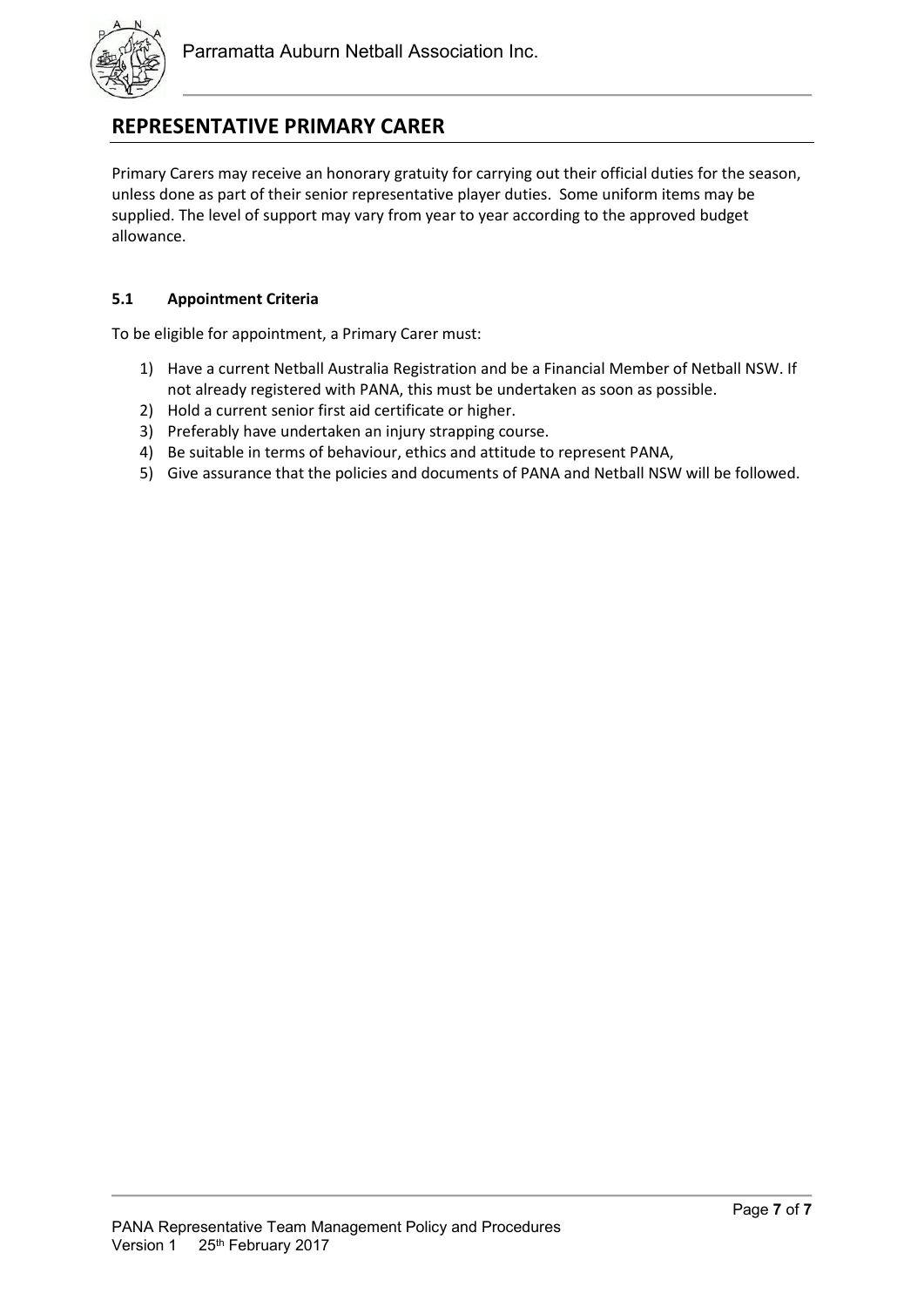## REPRESENTATIVE PRIMARY CARER

Primary Carers may receive an honorary gratuity for carrying out their official duties for the season, unless done as part of their senior representative player duties. Some uniform items may be supplied. The level of support may vary from year to year according to the approved budget allowance.

### 5.1 Appointment Criteria

To be eligible for appointment, a Primary Carer must:

1) Have a current Netball Australia Registration and be a Financial Member of Netball NSW. If not already registered with PANA, this must be undertaken as soon as possible.
2) Hold a current senior first aid certificate or higher.
3) Preferably have undertaken an injury strapping course.
4) Be suitable in terms of behaviour, ethics and attitude to represent PANA,
5) Give assurance that the policies and documents of PANA and Netball NSW will be followed.